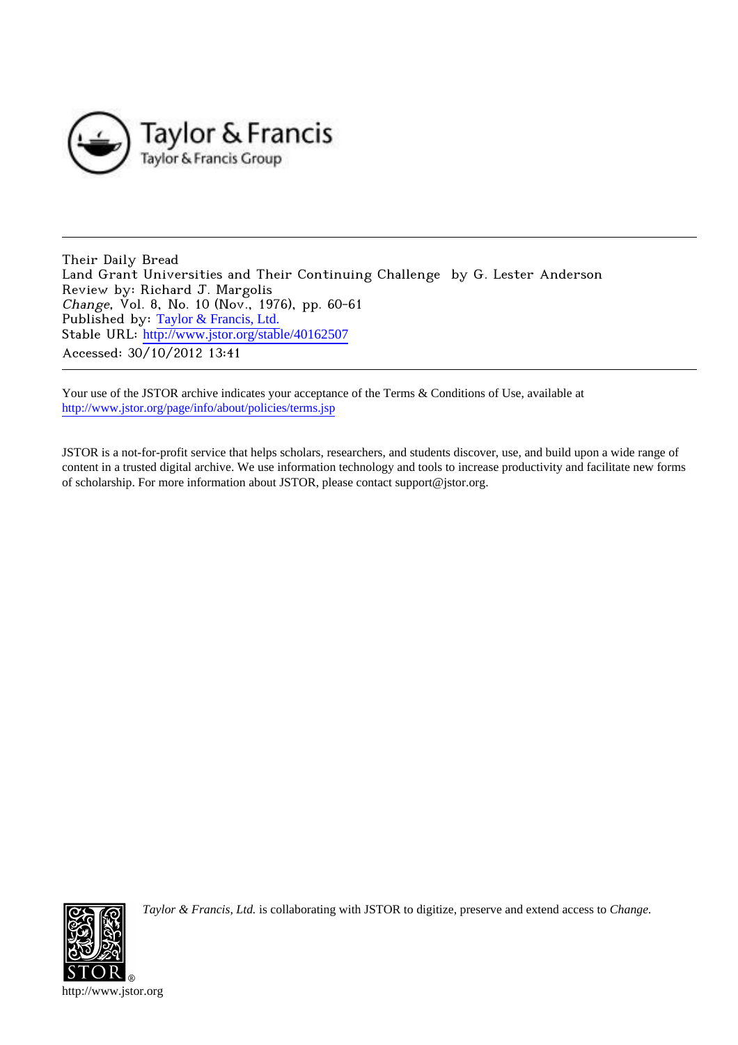Their Daily Bread
Land Grant Universities and Their Continuing Challenge by G. Lester Anderson
Review by: Richard J. Margolis
*Change*, Vol. 8, No. 10 (Nov., 1976), pp. 60-61
Published by: Taylor & Francis, Ltd.
Stable URL: http://www.jstor.org/stable/40162507
Accessed: 30/10/2012 13:41

Your use of the JSTOR archive indicates your acceptance of the Terms & Conditions of Use, available at
http://www.jstor.org/page/info/about/policies/terms.jsp

JSTOR is a not-for-profit service that helps scholars, researchers, and students discover, use, and build upon a wide range of content in a trusted digital archive. We use information technology and tools to increase productivity and facilitate new forms of scholarship. For more information about JSTOR, please contact support@jstor.org.

*Taylor & Francis, Ltd.* is collaborating with JSTOR to digitize, preserve and extend access to *Change.*

http://www.jstor.org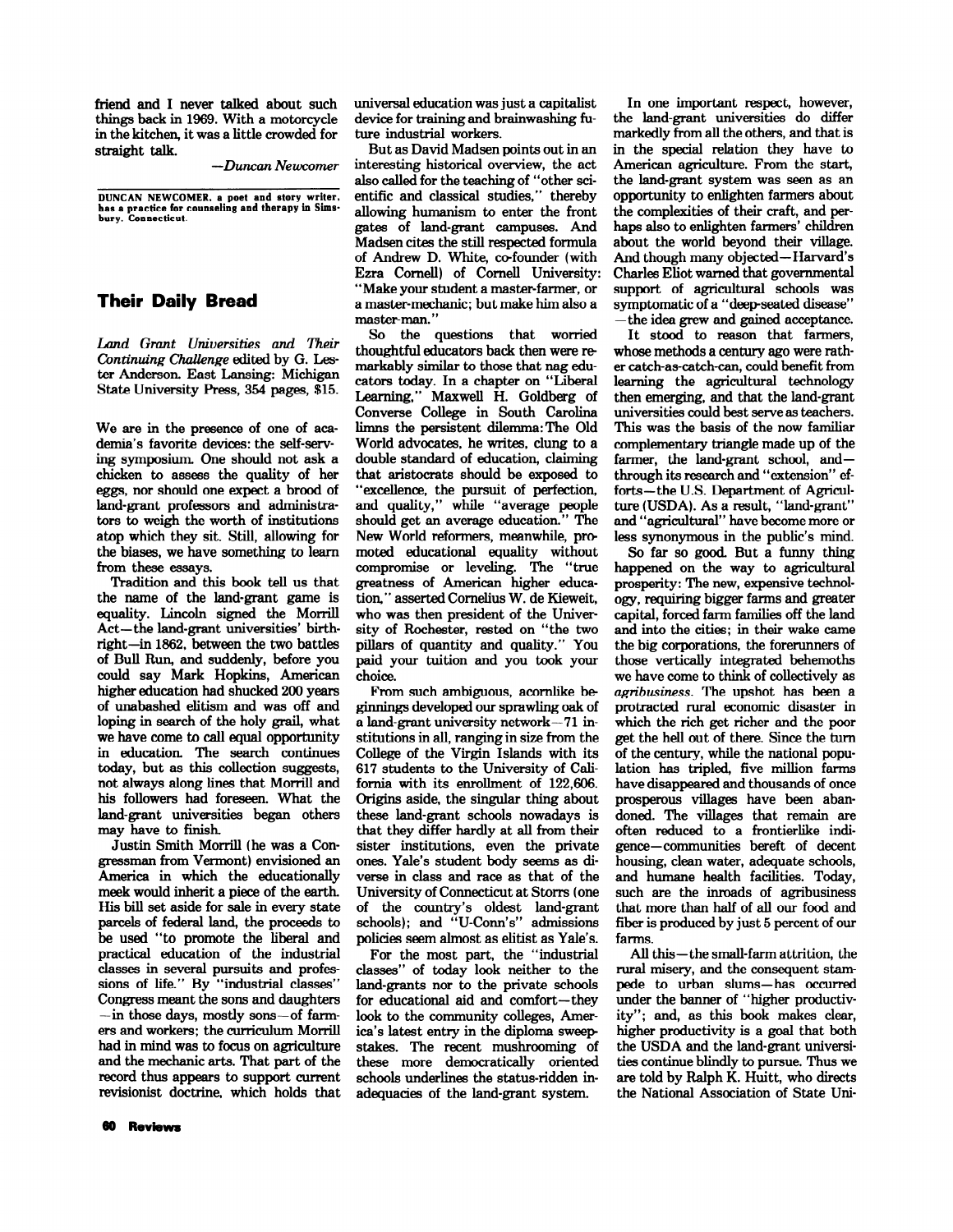friend and I never talked about such things back in 1969. With a motorcycle in the kitchen, it was a little crowded for straight talk.

—*Duncan Newcomer*

DUNCAN NEWCOMER, a poet and story writer, has a practice for counseling and therapy in Simsbury, Connecticut.

## Their Daily Bread

*Land Grant Universities and Their Continuing Challenge* edited by G. Lester Anderson. East Lansing: Michigan State University Press, 354 pages, $15.

We are in the presence of one of academia's favorite devices: the self-serving symposium. One should not ask a chicken to assess the quality of her eggs, nor should one expect a brood of land-grant professors and administrators to weigh the worth of institutions atop which they sit. Still, allowing for the biases, we have something to learn from these essays.

Tradition and this book tell us that the name of the land-grant game is equality. Lincoln signed the Morrill Act—the land-grant universities' birthright—in 1862, between the two battles of Bull Run, and suddenly, before you could say Mark Hopkins, American higher education had shucked 200 years of unabashed elitism and was off and loping in search of the holy grail, what we have come to call equal opportunity in education. The search continues today, but as this collection suggests, not always along lines that Morrill and his followers had foreseen. What the land-grant universities began others may have to finish.

Justin Smith Morrill (he was a Congressman from Vermont) envisioned an America in which the educationally meek would inherit a piece of the earth. His bill set aside for sale in every state parcels of federal land, the proceeds to be used "to promote the liberal and practical education of the industrial classes in several pursuits and professions of life." By "industrial classes" Congress meant the sons and daughters—in those days, mostly sons—of farmers and workers; the curriculum Morrill had in mind was to focus on agriculture and the mechanic arts. That part of the record thus appears to support current revisionist doctrine, which holds that universal education was just a capitalist device for training and brainwashing future industrial workers.

But as David Madsen points out in an interesting historical overview, the act also called for the teaching of "other scientific and classical studies," thereby allowing humanism to enter the front gates of land-grant campuses. And Madsen cites the still respected formula of Andrew D. White, co-founder (with Ezra Cornell) of Cornell University: "Make your student a master-farmer, or a master-mechanic; but make him also a master-man."

So the questions that worried thoughtful educators back then were remarkably similar to those that nag educators today. In a chapter on "Liberal Learning," Maxwell H. Goldberg of Converse College in South Carolina limns the persistent dilemma: The Old World advocates, he writes, clung to a double standard of education, claiming that aristocrats should be exposed to "excellence, the pursuit of perfection, and quality," while "average people should get an average education." The New World reformers, meanwhile, promoted educational equality without compromise or leveling. The "true greatness of American higher education," asserted Cornelius W. de Kieweit, who was then president of the University of Rochester, rested on "the two pillars of quantity and quality." You paid your tuition and you took your choice.

From such ambiguous, acornlike beginnings developed our sprawling oak of a land-grant university network—71 institutions in all, ranging in size from the College of the Virgin Islands with its 617 students to the University of California with its enrollment of 122,606. Origins aside, the singular thing about these land-grant schools nowadays is that they differ hardly at all from their sister institutions, even the private ones. Yale's student body seems as diverse in class and race as that of the University of Connecticut at Storrs (one of the country's oldest land-grant schools); and "U-Conn's" admissions policies seem almost as elitist as Yale's.

For the most part, the "industrial classes" of today look neither to the land-grants nor to the private schools for educational aid and comfort—they look to the community colleges, America's latest entry in the diploma sweepstakes. The recent mushrooming of these more democratically oriented schools underlines the status-ridden inadequacies of the land-grant system.

In one important respect, however, the land-grant universities do differ markedly from all the others, and that is in the special relation they have to American agriculture. From the start, the land-grant system was seen as an opportunity to enlighten farmers about the complexities of their craft, and perhaps also to enlighten farmers' children about the world beyond their village. And though many objected—Harvard's Charles Eliot warned that governmental support of agricultural schools was symptomatic of a "deep-seated disease"—the idea grew and gained acceptance.

It stood to reason that farmers, whose methods a century ago were rather catch-as-catch-can, could benefit from learning the agricultural technology then emerging, and that the land-grant universities could best serve as teachers. This was the basis of the now familiar complementary triangle made up of the farmer, the land-grant school, and—through its research and "extension" efforts—the U.S. Department of Agriculture (USDA). As a result, "land-grant" and "agricultural" have become more or less synonymous in the public's mind.

So far so good. But a funny thing happened on the way to agricultural prosperity: The new, expensive technology, requiring bigger farms and greater capital, forced farm families off the land and into the cities; in their wake came the big corporations, the forerunners of those vertically integrated behemoths we have come to think of collectively as *agribusiness*. The upshot has been a protracted rural economic disaster in which the rich get richer and the poor get the hell out of there. Since the turn of the century, while the national population has tripled, five million farms have disappeared and thousands of once prosperous villages have been abandoned. The villages that remain are often reduced to a frontierlike indigence—communities bereft of decent housing, clean water, adequate schools, and humane health facilities. Today, such are the inroads of agribusiness that more than half of all our food and fiber is produced by just 5 percent of our farms.

All this—the small-farm attrition, the rural misery, and the consequent stampede to urban slums—has occurred under the banner of "higher productivity"; and, as this book makes clear, higher productivity is a goal that both the USDA and the land-grant universities continue blindly to pursue. Thus we are told by Ralph K. Huitt, who directs the National Association of State Uni-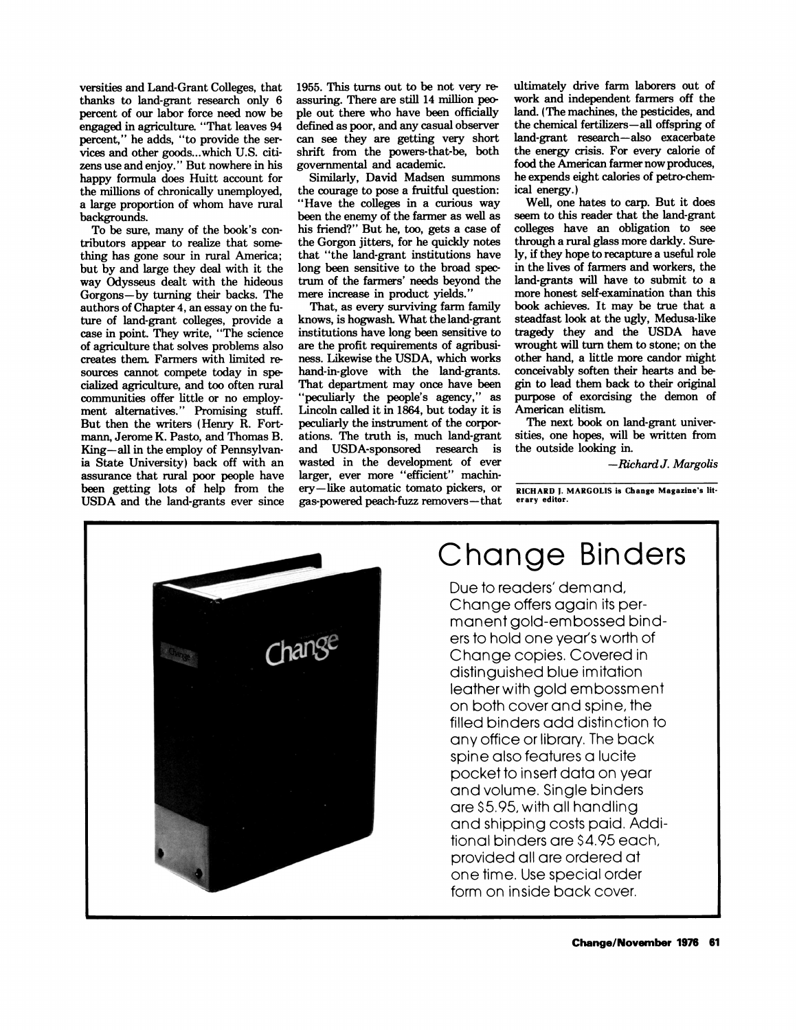versities and Land-Grant Colleges, that thanks to land-grant research only 6 percent of our labor force need now be engaged in agriculture. "That leaves 94 percent," he adds, "to provide the services and other goods...which U.S. citizens use and enjoy." But nowhere in his happy formula does Huitt account for the millions of chronically unemployed, a large proportion of whom have rural backgrounds.

To be sure, many of the book's contributors appear to realize that something has gone sour in rural America; but by and large they deal with it the way Odysseus dealt with the hideous Gorgons—by turning their backs. The authors of Chapter 4, an essay on the future of land-grant colleges, provide a case in point. They write, "The science of agriculture that solves problems also creates them. Farmers with limited resources cannot compete today in specialized agriculture, and too often rural communities offer little or no employment alternatives." Promising stuff. But then the writers (Henry R. Fortmann, Jerome K. Pasto, and Thomas B. King—all in the employ of Pennsylvania State University) back off with an assurance that rural poor people have been getting lots of help from the USDA and the land-grants ever since 1955. This turns out to be not very reassuring. There are still 14 million people out there who have been officially defined as poor, and any casual observer can see they are getting very short shrift from the powers-that-be, both governmental and academic.

Similarly, David Madsen summons the courage to pose a fruitful question: "Have the colleges in a curious way been the enemy of the farmer as well as his friend?" But he, too, gets a case of the Gorgon jitters, for he quickly notes that "the land-grant institutions have long been sensitive to the broad spectrum of the farmers' needs beyond the mere increase in product yields."

That, as every surviving farm family knows, is hogwash. What the land-grant institutions have long been sensitive to are the profit requirements of agribusiness. Likewise the USDA, which works hand-in-glove with the land-grants. That department may once have been "peculiarly the people's agency," as Lincoln called it in 1864, but today it is peculiarly the instrument of the corporations. The truth is, much land-grant and USDA-sponsored research is wasted in the development of ever larger, ever more "efficient" machinery—like automatic tomato pickers, or gas-powered peach-fuzz removers—that ultimately drive farm laborers out of work and independent farmers off the land. (The machines, the pesticides, and the chemical fertilizers—all offspring of land-grant research—also exacerbate the energy crisis. For every calorie of food the American farmer now produces, he expends eight calories of petro-chemical energy.)

Well, one hates to carp. But it does seem to this reader that the land-grant colleges have an obligation to see through a rural glass more darkly. Surely, if they hope to recapture a useful role in the lives of farmers and workers, the land-grants will have to submit to a more honest self-examination than this book achieves. It may be true that a steadfast look at the ugly, Medusa-like tragedy they and the USDA have wrought will turn them to stone; on the other hand, a little more candor might conceivably soften their hearts and begin to lead them back to their original purpose of exorcising the demon of American elitism.

The next book on land-grant universities, one hopes, will be written from the outside looking in.

*—Richard J. Margolis*

**RICHARD J. MARGOLIS** is Change Magazine's literary editor.

# Change Binders

Due to readers' demand, Change offers again its permanent gold-embossed binders to hold one year's worth of Change copies. Covered in distinguished blue imitation leather with gold embossment on both cover and spine, the filled binders add distinction to any office or library. The back spine also features a lucite pocket to insert data on year and volume. Single binders are $5.95, with all handling and shipping costs paid. Additional binders are $4.95 each, provided all are ordered at one time. Use special order form on inside back cover.